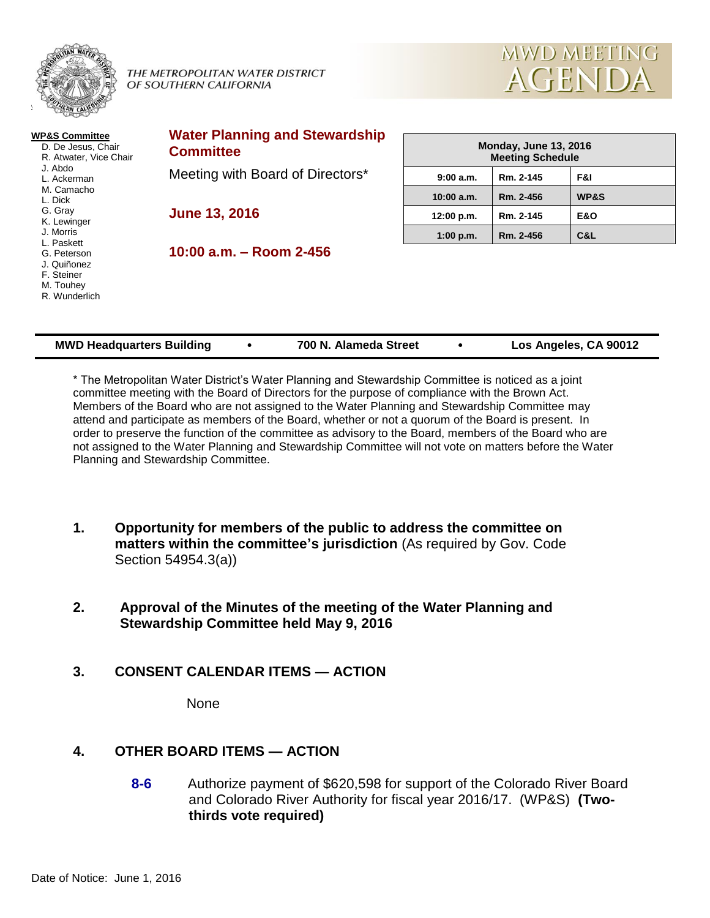THE METROPOLITAN WATER DISTRICT OF SOUTHERN CALIFORNIA

# MWD MEETING AGENDA

**WP&S Committee**
- D. De Jesus, Chair
- R. Atwater, Vice Chair
- J. Abdo
- L. Ackerman
- M. Camacho
- L. Dick
- G. Gray
- K. Lewinger
- J. Morris
- L. Paskett
- G. Peterson
- J. Quiñonez
- F. Steiner
- M. Touhey
- R. Wunderlich

## Water Planning and Stewardship Committee

Meeting with Board of Directors*

**June 13, 2016**

**10:00 a.m. – Room 2-456**

| Monday, June 13, 2016 Meeting Schedule | | |
|---|---|---|
| 9:00 a.m. | Rm. 2-145 | F&I |
| 10:00 a.m. | Rm. 2-456 | WP&S |
| 12:00 p.m. | Rm. 2-145 | E&O |
| 1:00 p.m. | Rm. 2-456 | C&L |

**MWD Headquarters Building • 700 N. Alameda Street • Los Angeles, CA 90012**

* The Metropolitan Water District's Water Planning and Stewardship Committee is noticed as a joint committee meeting with the Board of Directors for the purpose of compliance with the Brown Act. Members of the Board who are not assigned to the Water Planning and Stewardship Committee may attend and participate as members of the Board, whether or not a quorum of the Board is present. In order to preserve the function of the committee as advisory to the Board, members of the Board who are not assigned to the Water Planning and Stewardship Committee will not vote on matters before the Water Planning and Stewardship Committee.

1. **Opportunity for members of the public to address the committee on matters within the committee's jurisdiction** (As required by Gov. Code Section 54954.3(a))

2. **Approval of the Minutes of the meeting of the Water Planning and Stewardship Committee held May 9, 2016**

3. **CONSENT CALENDAR ITEMS — ACTION**

   None

4. **OTHER BOARD ITEMS — ACTION**

   **8-6** Authorize payment of $620,598 for support of the Colorado River Board and Colorado River Authority for fiscal year 2016/17. (WP&S) **(Two-thirds vote required)**

Date of Notice: June 1, 2016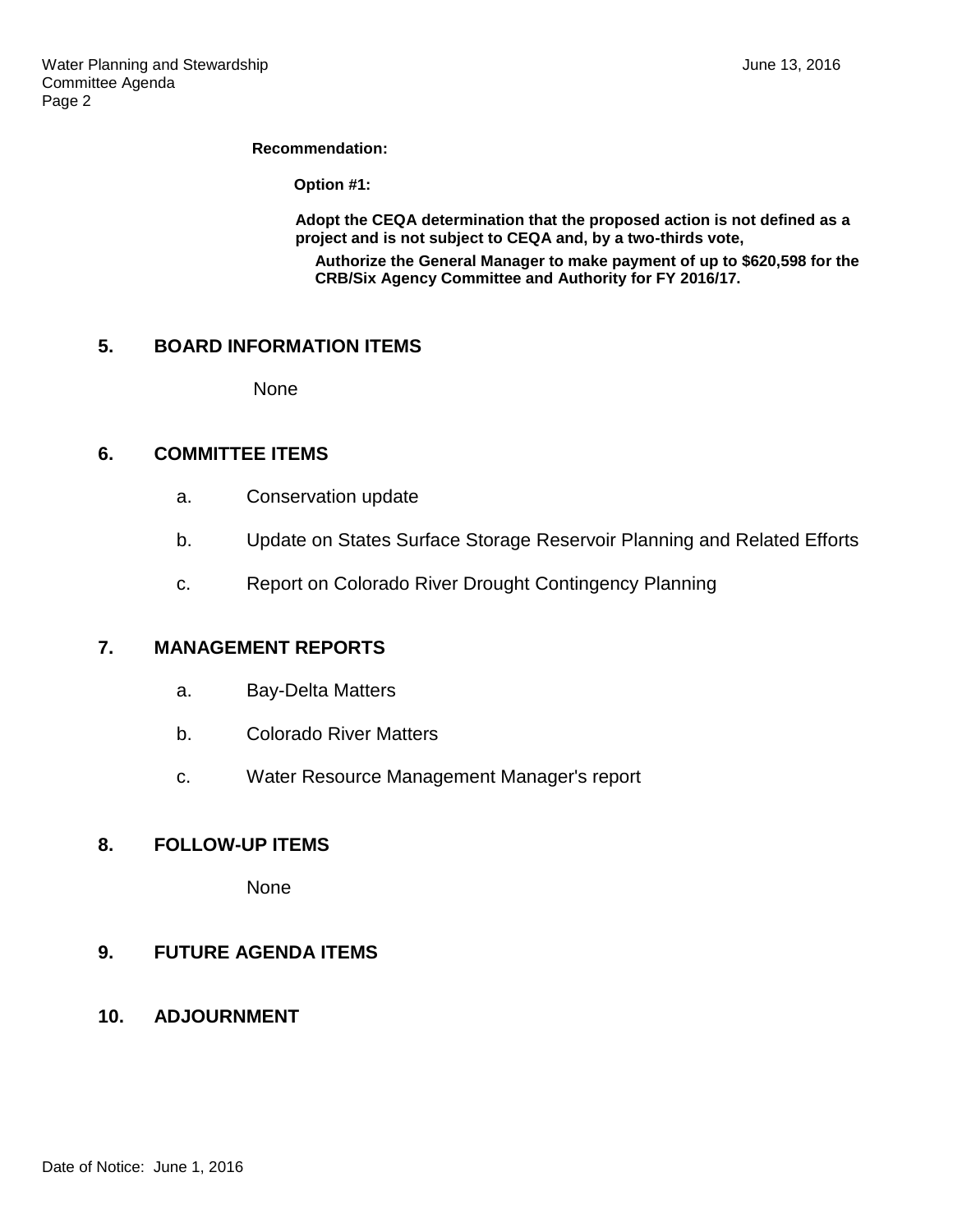**Recommendation:**

**Option #1:**

**Adopt the CEQA determination that the proposed action is not defined as a project and is not subject to CEQA and, by a two-thirds vote,**

**Authorize the General Manager to make payment of up to $620,598 for the CRB/Six Agency Committee and Authority for FY 2016/17.**

## 5. BOARD INFORMATION ITEMS

None

## 6. COMMITTEE ITEMS

a. Conservation update

b. Update on States Surface Storage Reservoir Planning and Related Efforts

c. Report on Colorado River Drought Contingency Planning

## 7. MANAGEMENT REPORTS

a. Bay-Delta Matters

b. Colorado River Matters

c. Water Resource Management Manager's report

## 8. FOLLOW-UP ITEMS

None

## 9. FUTURE AGENDA ITEMS

## 10. ADJOURNMENT

Date of Notice: June 1, 2016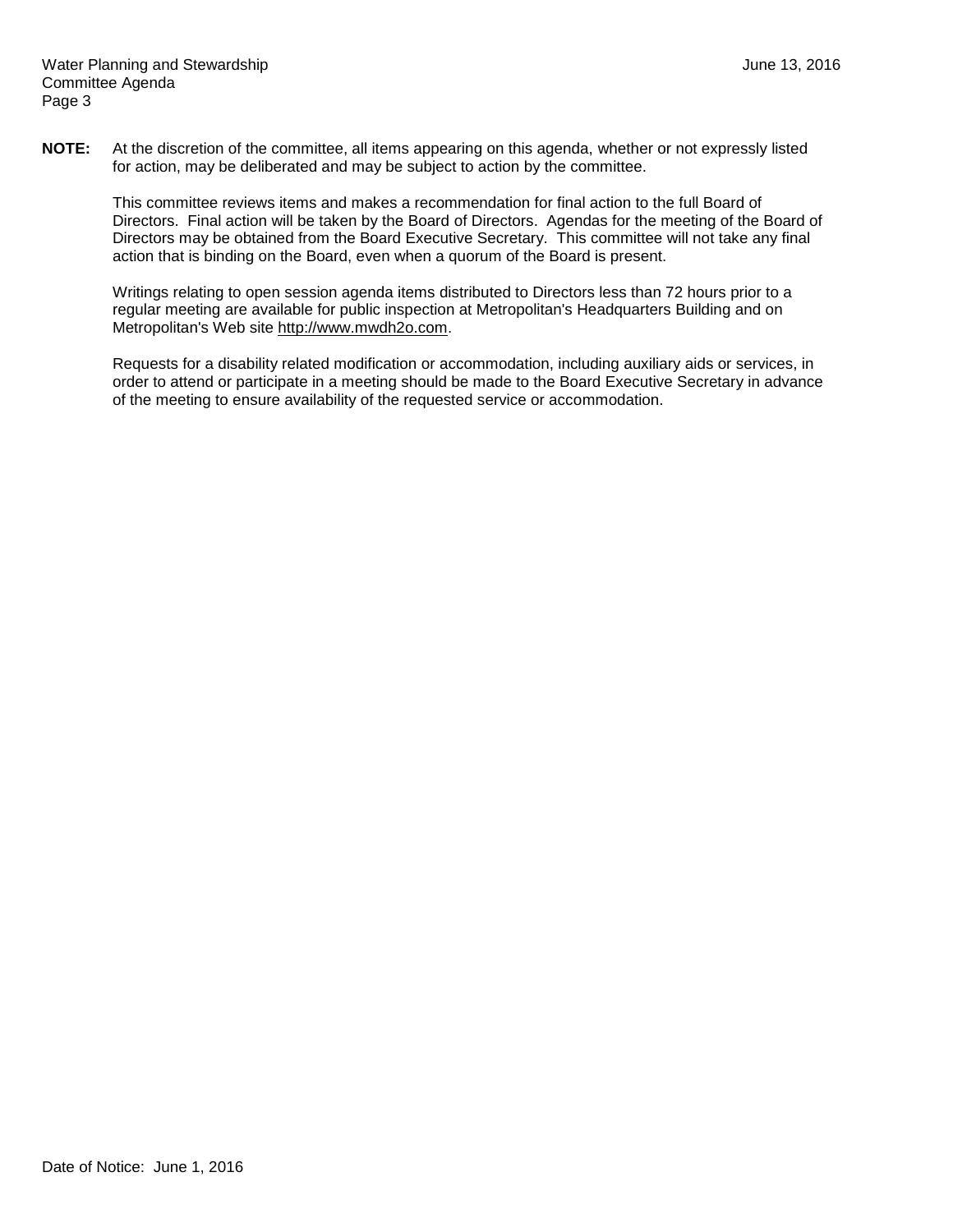**NOTE:** At the discretion of the committee, all items appearing on this agenda, whether or not expressly listed for action, may be deliberated and may be subject to action by the committee.

This committee reviews items and makes a recommendation for final action to the full Board of Directors. Final action will be taken by the Board of Directors. Agendas for the meeting of the Board of Directors may be obtained from the Board Executive Secretary. This committee will not take any final action that is binding on the Board, even when a quorum of the Board is present.

Writings relating to open session agenda items distributed to Directors less than 72 hours prior to a regular meeting are available for public inspection at Metropolitan's Headquarters Building and on Metropolitan's Web site http://www.mwdh2o.com.

Requests for a disability related modification or accommodation, including auxiliary aids or services, in order to attend or participate in a meeting should be made to the Board Executive Secretary in advance of the meeting to ensure availability of the requested service or accommodation.

Date of Notice: June 1, 2016